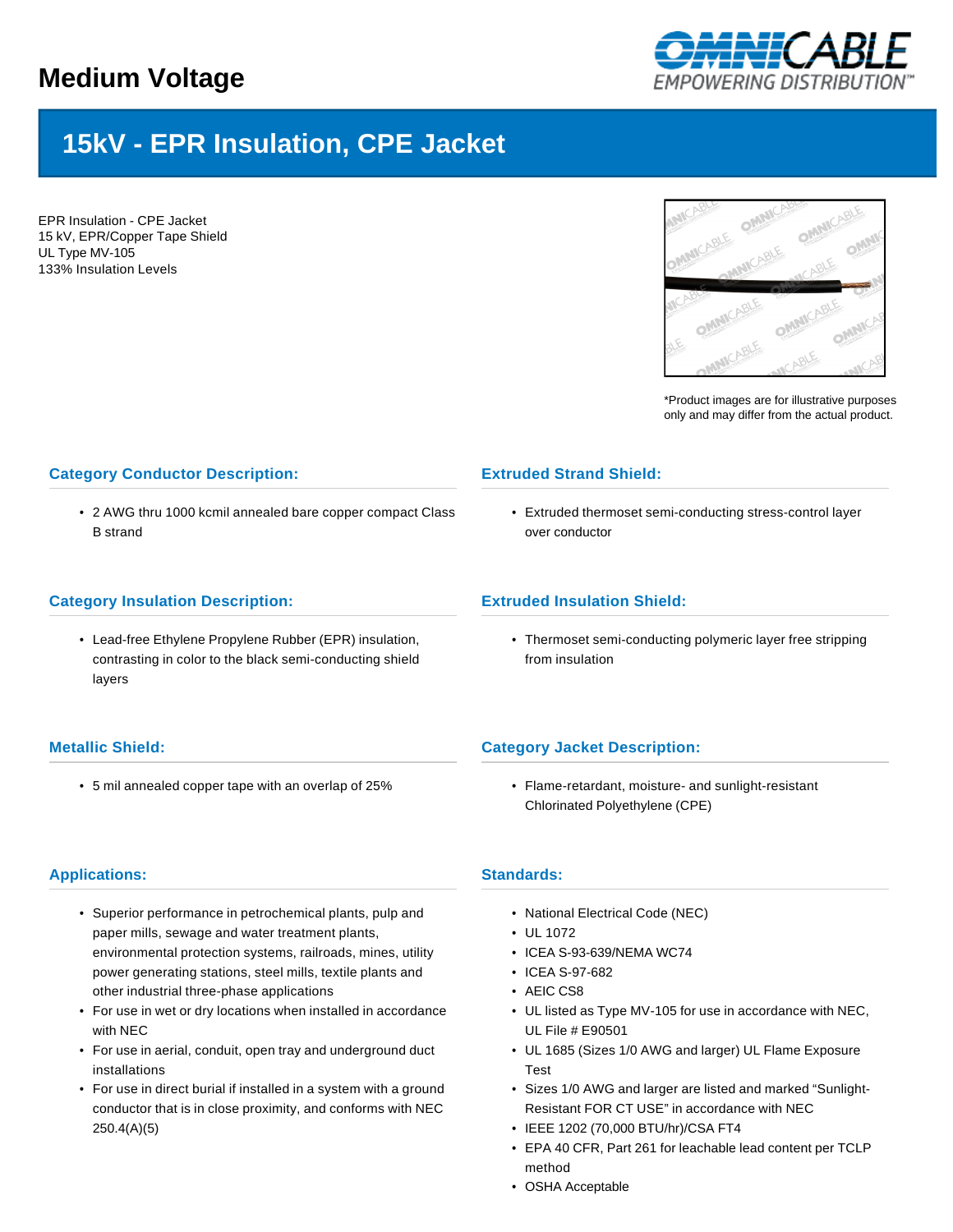# Medium Voltage

## 15kV - EPR Insulation, CPE Jacket

EPR Insulation - CPE Jacket
15 kV, EPR/Copper Tape Shield
UL Type MV-105
133% Insulation Levels

*Product images are for illustrative purposes only and may differ from the actual product.

### Category Conductor Description:

- 2 AWG thru 1000 kcmil annealed bare copper compact Class B strand

### Extruded Strand Shield:

- Extruded thermoset semi-conducting stress-control layer over conductor

### Category Insulation Description:

- Lead-free Ethylene Propylene Rubber (EPR) insulation, contrasting in color to the black semi-conducting shield layers

### Extruded Insulation Shield:

- Thermoset semi-conducting polymeric layer free stripping from insulation

### Metallic Shield:

- 5 mil annealed copper tape with an overlap of 25%

### Category Jacket Description:

- Flame-retardant, moisture- and sunlight-resistant Chlorinated Polyethylene (CPE)

### Applications:

- Superior performance in petrochemical plants, pulp and paper mills, sewage and water treatment plants, environmental protection systems, railroads, mines, utility power generating stations, steel mills, textile plants and other industrial three-phase applications
- For use in wet or dry locations when installed in accordance with NEC
- For use in aerial, conduit, open tray and underground duct installations
- For use in direct burial if installed in a system with a ground conductor that is in close proximity, and conforms with NEC 250.4(A)(5)

### Standards:

- National Electrical Code (NEC)
- UL 1072
- ICEA S-93-639/NEMA WC74
- ICEA S-97-682
- AEIC CS8
- UL listed as Type MV-105 for use in accordance with NEC, UL File # E90501
- UL 1685 (Sizes 1/0 AWG and larger) UL Flame Exposure Test
- Sizes 1/0 AWG and larger are listed and marked "Sunlight-Resistant FOR CT USE" in accordance with NEC
- IEEE 1202 (70,000 BTU/hr)/CSA FT4
- EPA 40 CFR, Part 261 for leachable lead content per TCLP method
- OSHA Acceptable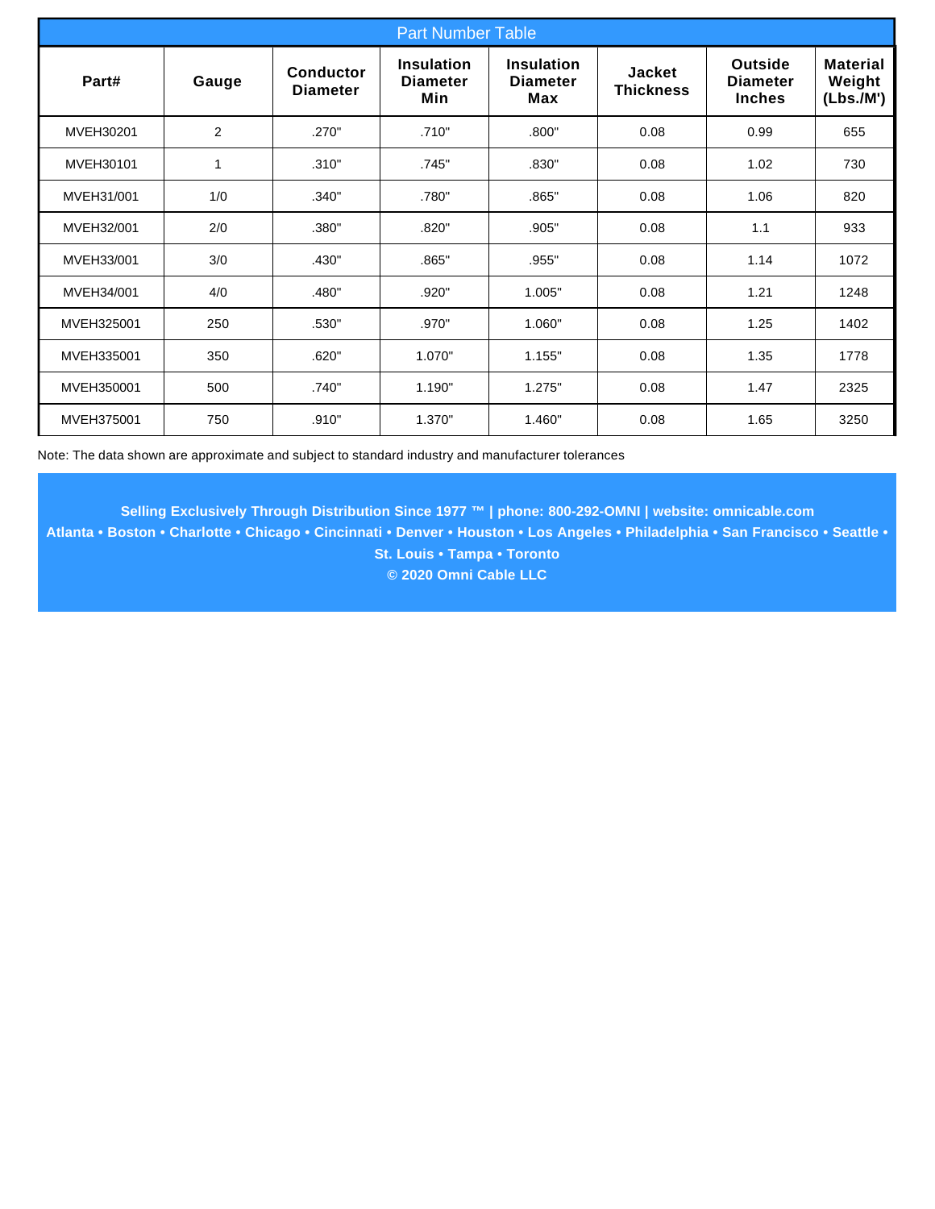## Part Number Table

| Part# | Gauge | Conductor Diameter | Insulation Diameter Min | Insulation Diameter Max | Jacket Thickness | Outside Diameter Inches | Material Weight (Lbs./M') |
|---|---|---|---|---|---|---|---|
| MVEH30201 | 2 | .270" | .710" | .800" | 0.08 | 0.99 | 655 |
| MVEH30101 | 1 | .310" | .745" | .830" | 0.08 | 1.02 | 730 |
| MVEH31/001 | 1/0 | .340" | .780" | .865" | 0.08 | 1.06 | 820 |
| MVEH32/001 | 2/0 | .380" | .820" | .905" | 0.08 | 1.1 | 933 |
| MVEH33/001 | 3/0 | .430" | .865" | .955" | 0.08 | 1.14 | 1072 |
| MVEH34/001 | 4/0 | .480" | .920" | 1.005" | 0.08 | 1.21 | 1248 |
| MVEH325001 | 250 | .530" | .970" | 1.060" | 0.08 | 1.25 | 1402 |
| MVEH335001 | 350 | .620" | 1.070" | 1.155" | 0.08 | 1.35 | 1778 |
| MVEH350001 | 500 | .740" | 1.190" | 1.275" | 0.08 | 1.47 | 2325 |
| MVEH375001 | 750 | .910" | 1.370" | 1.460" | 0.08 | 1.65 | 3250 |

Note: The data shown are approximate and subject to standard industry and manufacturer tolerances

**Selling Exclusively Through Distribution Since 1977 ™ | phone: 800-292-OMNI | website: omnicable.com**
**Atlanta • Boston • Charlotte • Chicago • Cincinnati • Denver • Houston • Los Angeles • Philadelphia • San Francisco • Seattle • St. Louis • Tampa • Toronto**
**© 2020 Omni Cable LLC**